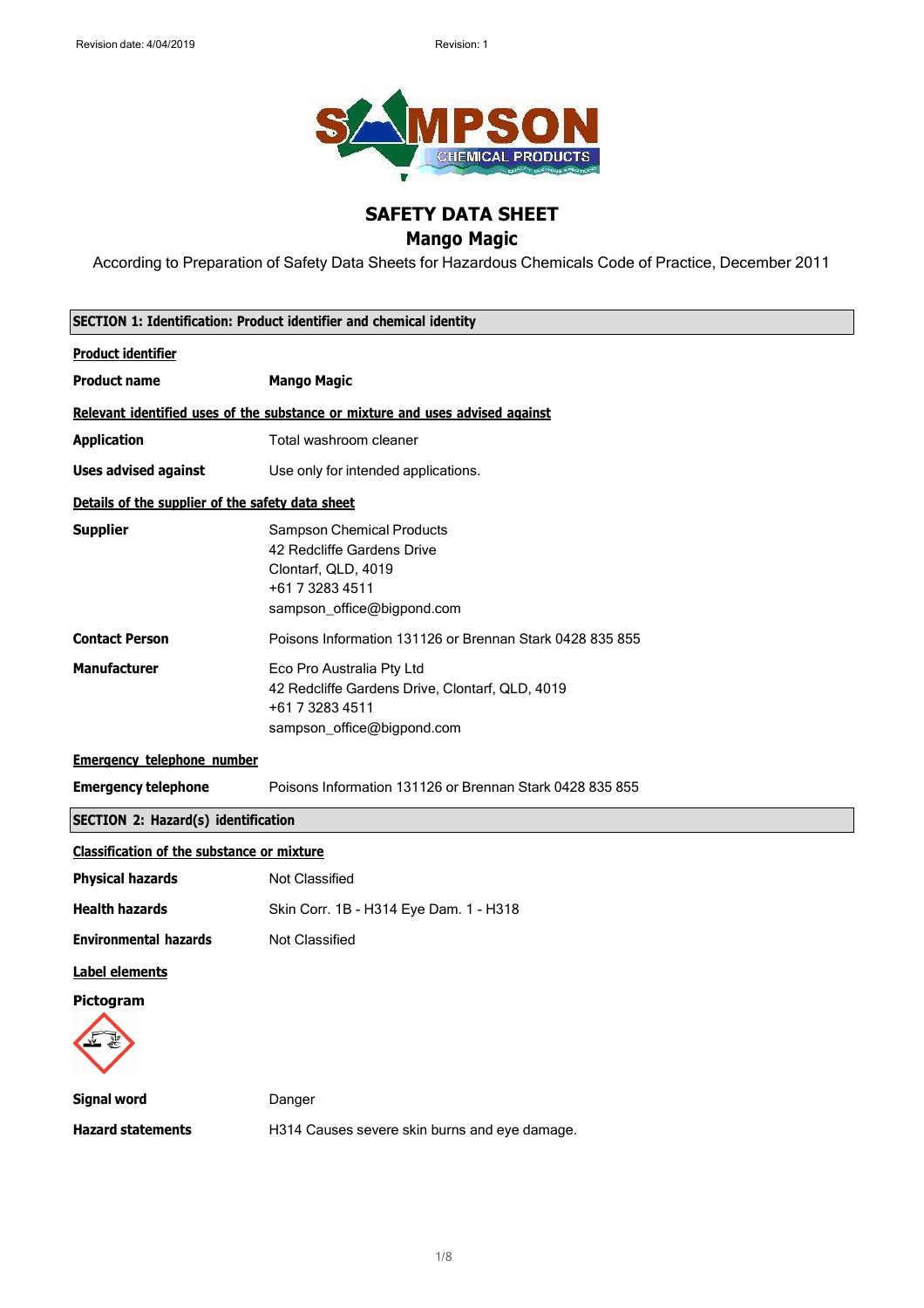# SAFETY DATA SHEET

## Mango Magic

According to Preparation of Safety Data Sheets for Hazardous Chemicals Code of Practice, December 2011

### SECTION 1: Identification: Product identifier and chemical identity

**Product identifier**

**Product name** **Mango Magic**

**Relevant identified uses of the substance or mixture and uses advised against**

**Application** Total washroom cleaner

**Uses advised against** Use only for intended applications.

**Details of the supplier of the safety data sheet**

**Supplier**
Sampson Chemical Products
42 Redcliffe Gardens Drive
Clontarf, QLD, 4019
+61 7 3283 4511
sampson_office@bigpond.com

**Contact Person** Poisons Information 131126 or Brennan Stark 0428 835 855

**Manufacturer**
Eco Pro Australia Pty Ltd
42 Redcliffe Gardens Drive, Clontarf, QLD, 4019
+61 7 3283 4511
sampson_office@bigpond.com

**Emergency telephone number**

**Emergency telephone** Poisons Information 131126 or Brennan Stark 0428 835 855

### SECTION 2: Hazard(s) identification

**Classification of the substance or mixture**

**Physical hazards** Not Classified

**Health hazards** Skin Corr. 1B - H314 Eye Dam. 1 - H318

**Environmental hazards** Not Classified

**Label elements**

**Pictogram**

**Signal word** Danger

**Hazard statements** H314 Causes severe skin burns and eye damage.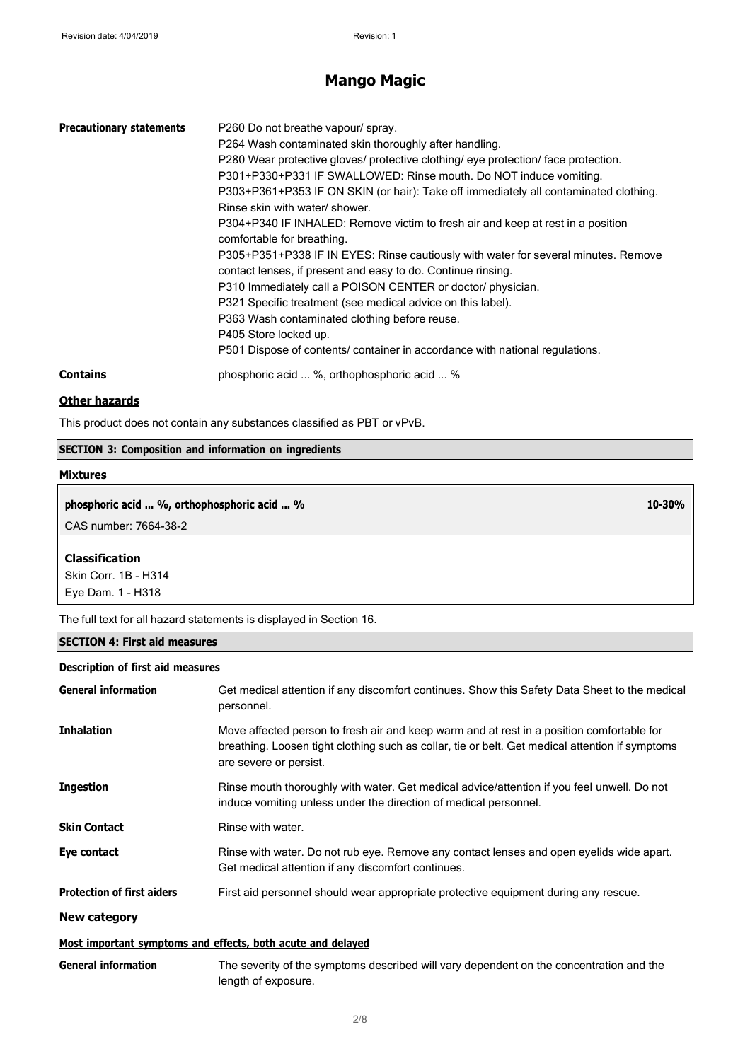| | |
|---|---|
| **Precautionary statements** | P260 Do not breathe vapour/ spray.<br>P264 Wash contaminated skin thoroughly after handling.<br>P280 Wear protective gloves/ protective clothing/ eye protection/ face protection.<br>P301+P330+P331 IF SWALLOWED: Rinse mouth. Do NOT induce vomiting.<br>P303+P361+P353 IF ON SKIN (or hair): Take off immediately all contaminated clothing. Rinse skin with water/ shower.<br>P304+P340 IF INHALED: Remove victim to fresh air and keep at rest in a position comfortable for breathing.<br>P305+P351+P338 IF IN EYES: Rinse cautiously with water for several minutes. Remove contact lenses, if present and easy to do. Continue rinsing.<br>P310 Immediately call a POISON CENTER or doctor/ physician.<br>P321 Specific treatment (see medical advice on this label).<br>P363 Wash contaminated clothing before reuse.<br>P405 Store locked up.<br>P501 Dispose of contents/ container in accordance with national regulations. |
| **Contains** | phosphoric acid ... %, orthophosphoric acid ... % |

### Other hazards

This product does not contain any substances classified as PBT or vPvB.

## SECTION 3: Composition and information on ingredients

### Mixtures

| | |
|---|---|
| **phosphoric acid ... %, orthophosphoric acid ... %** | **10-30%** |
| CAS number: 7664-38-2 | |

**Classification**

Skin Corr. 1B - H314

Eye Dam. 1 - H318

The full text for all hazard statements is displayed in Section 16.

## SECTION 4: First aid measures

### Description of first aid measures

| | |
|---|---|
| **General information** | Get medical attention if any discomfort continues. Show this Safety Data Sheet to the medical personnel. |
| **Inhalation** | Move affected person to fresh air and keep warm and at rest in a position comfortable for breathing. Loosen tight clothing such as collar, tie or belt. Get medical attention if symptoms are severe or persist. |
| **Ingestion** | Rinse mouth thoroughly with water. Get medical advice/attention if you feel unwell. Do not induce vomiting unless under the direction of medical personnel. |
| **Skin Contact** | Rinse with water. |
| **Eye contact** | Rinse with water. Do not rub eye. Remove any contact lenses and open eyelids wide apart. Get medical attention if any discomfort continues. |
| **Protection of first aiders** | First aid personnel should wear appropriate protective equipment during any rescue. |

**New category**

### Most important symptoms and effects, both acute and delayed

| | |
|---|---|
| **General information** | The severity of the symptoms described will vary dependent on the concentration and the length of exposure. |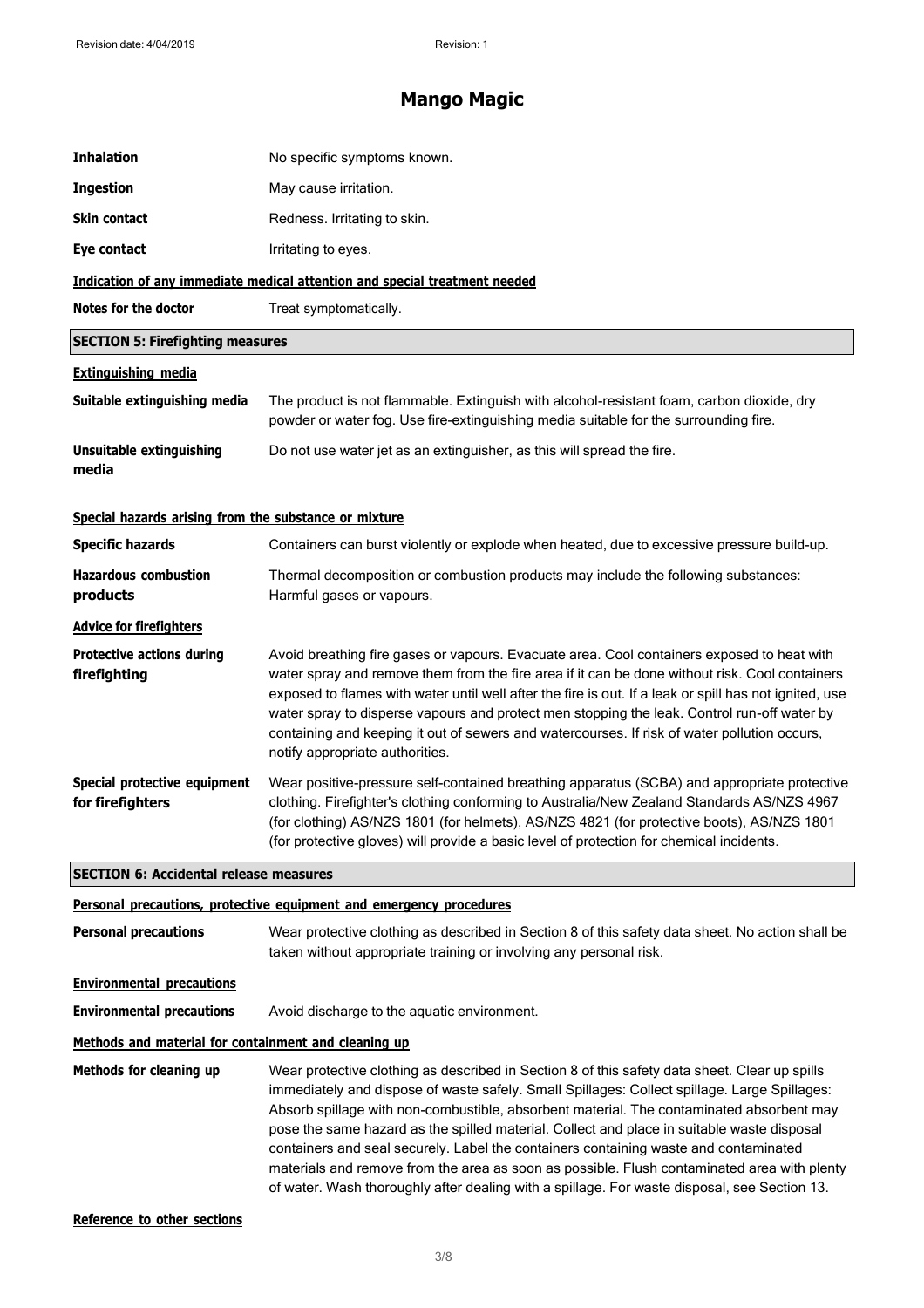# Mango Magic

| | |
|---|---|
| **Inhalation** | No specific symptoms known. |
| **Ingestion** | May cause irritation. |
| **Skin contact** | Redness. Irritating to skin. |
| **Eye contact** | Irritating to eyes. |

**Indication of any immediate medical attention and special treatment needed**

| | |
|---|---|
| **Notes for the doctor** | Treat symptomatically. |

## SECTION 5: Firefighting measures

**Extinguishing media**

| | |
|---|---|
| **Suitable extinguishing media** | The product is not flammable. Extinguish with alcohol-resistant foam, carbon dioxide, dry powder or water fog. Use fire-extinguishing media suitable for the surrounding fire. |
| **Unsuitable extinguishing media** | Do not use water jet as an extinguisher, as this will spread the fire. |

**Special hazards arising from the substance or mixture**

| | |
|---|---|
| **Specific hazards** | Containers can burst violently or explode when heated, due to excessive pressure build-up. |
| **Hazardous combustion products** | Thermal decomposition or combustion products may include the following substances: Harmful gases or vapours. |

**Advice for firefighters**

| | |
|---|---|
| **Protective actions during firefighting** | Avoid breathing fire gases or vapours. Evacuate area. Cool containers exposed to heat with water spray and remove them from the fire area if it can be done without risk. Cool containers exposed to flames with water until well after the fire is out. If a leak or spill has not ignited, use water spray to disperse vapours and protect men stopping the leak. Control run-off water by containing and keeping it out of sewers and watercourses. If risk of water pollution occurs, notify appropriate authorities. |
| **Special protective equipment for firefighters** | Wear positive-pressure self-contained breathing apparatus (SCBA) and appropriate protective clothing. Firefighter's clothing conforming to Australia/New Zealand Standards AS/NZS 4967 (for clothing) AS/NZS 1801 (for helmets), AS/NZS 4821 (for protective boots), AS/NZS 1801 (for protective gloves) will provide a basic level of protection for chemical incidents. |

## SECTION 6: Accidental release measures

**Personal precautions, protective equipment and emergency procedures**

| | |
|---|---|
| **Personal precautions** | Wear protective clothing as described in Section 8 of this safety data sheet. No action shall be taken without appropriate training or involving any personal risk. |

**Environmental precautions**

| | |
|---|---|
| **Environmental precautions** | Avoid discharge to the aquatic environment. |

**Methods and material for containment and cleaning up**

| | |
|---|---|
| **Methods for cleaning up** | Wear protective clothing as described in Section 8 of this safety data sheet. Clear up spills immediately and dispose of waste safely. Small Spillages: Collect spillage. Large Spillages: Absorb spillage with non-combustible, absorbent material. The contaminated absorbent may pose the same hazard as the spilled material. Collect and place in suitable waste disposal containers and seal securely. Label the containers containing waste and contaminated materials and remove from the area as soon as possible. Flush contaminated area with plenty of water. Wash thoroughly after dealing with a spillage. For waste disposal, see Section 13. |

**Reference to other sections**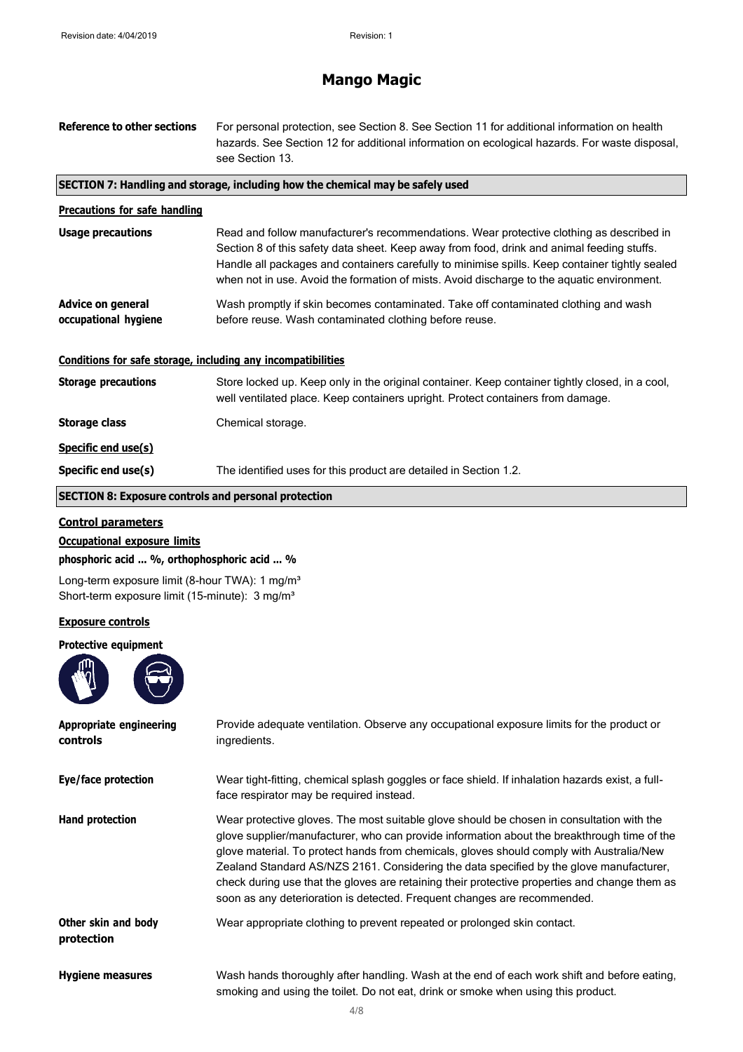# Mango Magic

**Reference to other sections** For personal protection, see Section 8. See Section 11 for additional information on health hazards. See Section 12 for additional information on ecological hazards. For waste disposal, see Section 13.

## SECTION 7: Handling and storage, including how the chemical may be safely used

### Precautions for safe handling

**Usage precautions** Read and follow manufacturer's recommendations. Wear protective clothing as described in Section 8 of this safety data sheet. Keep away from food, drink and animal feeding stuffs. Handle all packages and containers carefully to minimise spills. Keep container tightly sealed when not in use. Avoid the formation of mists. Avoid discharge to the aquatic environment.

**Advice on general occupational hygiene** Wash promptly if skin becomes contaminated. Take off contaminated clothing and wash before reuse. Wash contaminated clothing before reuse.

### Conditions for safe storage, including any incompatibilities

**Storage precautions** Store locked up. Keep only in the original container. Keep container tightly closed, in a cool, well ventilated place. Keep containers upright. Protect containers from damage.

**Storage class** Chemical storage.

### Specific end use(s)

**Specific end use(s)** The identified uses for this product are detailed in Section 1.2.

## SECTION 8: Exposure controls and personal protection

### Control parameters

**Occupational exposure limits**

**phosphoric acid ... %, orthophosphoric acid ... %**

Long-term exposure limit (8-hour TWA): 1 mg/m³
Short-term exposure limit (15-minute): 3 mg/m³

### Exposure controls

**Protective equipment**

**Appropriate engineering controls** Provide adequate ventilation. Observe any occupational exposure limits for the product or ingredients.

**Eye/face protection** Wear tight-fitting, chemical splash goggles or face shield. If inhalation hazards exist, a full-face respirator may be required instead.

**Hand protection** Wear protective gloves. The most suitable glove should be chosen in consultation with the glove supplier/manufacturer, who can provide information about the breakthrough time of the glove material. To protect hands from chemicals, gloves should comply with Australia/New Zealand Standard AS/NZS 2161. Considering the data specified by the glove manufacturer, check during use that the gloves are retaining their protective properties and change them as soon as any deterioration is detected. Frequent changes are recommended.

**Other skin and body protection** Wear appropriate clothing to prevent repeated or prolonged skin contact.

**Hygiene measures** Wash hands thoroughly after handling. Wash at the end of each work shift and before eating, smoking and using the toilet. Do not eat, drink or smoke when using this product.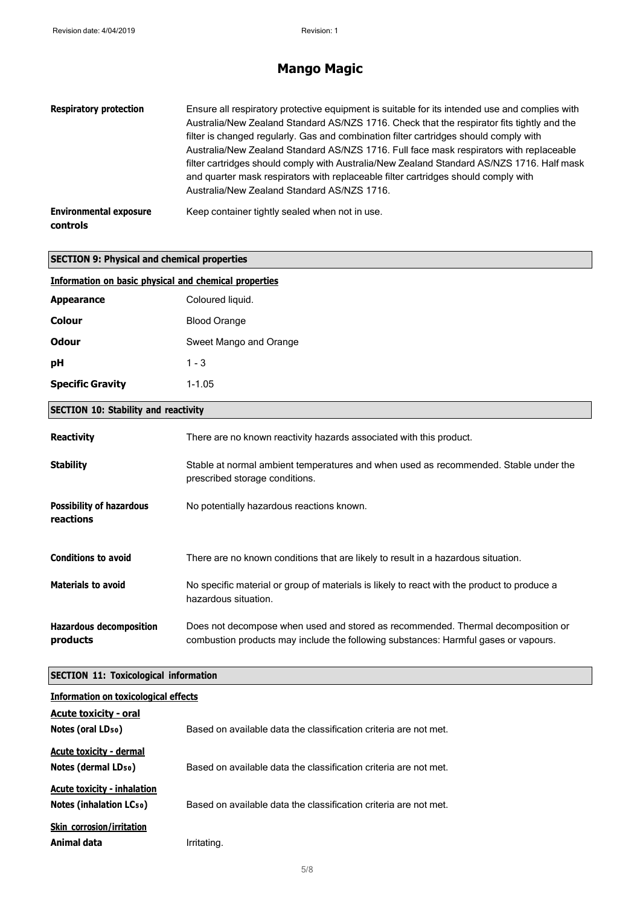| | |
|---|---|
| **Respiratory protection** | Ensure all respiratory protective equipment is suitable for its intended use and complies with Australia/New Zealand Standard AS/NZS 1716. Check that the respirator fits tightly and the filter is changed regularly. Gas and combination filter cartridges should comply with Australia/New Zealand Standard AS/NZS 1716. Full face mask respirators with replaceable filter cartridges should comply with Australia/New Zealand Standard AS/NZS 1716. Half mask and quarter mask respirators with replaceable filter cartridges should comply with Australia/New Zealand Standard AS/NZS 1716. |
| **Environmental exposure controls** | Keep container tightly sealed when not in use. |

## SECTION 9: Physical and chemical properties

**Information on basic physical and chemical properties**

| | |
|---|---|
| **Appearance** | Coloured liquid. |
| **Colour** | Blood Orange |
| **Odour** | Sweet Mango and Orange |
| **pH** | 1 - 3 |
| **Specific Gravity** | 1-1.05 |

## SECTION 10: Stability and reactivity

| | |
|---|---|
| **Reactivity** | There are no known reactivity hazards associated with this product. |
| **Stability** | Stable at normal ambient temperatures and when used as recommended. Stable under the prescribed storage conditions. |
| **Possibility of hazardous reactions** | No potentially hazardous reactions known. |
| **Conditions to avoid** | There are no known conditions that are likely to result in a hazardous situation. |
| **Materials to avoid** | No specific material or group of materials is likely to react with the product to produce a hazardous situation. |
| **Hazardous decomposition products** | Does not decompose when used and stored as recommended. Thermal decomposition or combustion products may include the following substances: Harmful gases or vapours. |

## SECTION 11: Toxicological information

**Information on toxicological effects**

**Acute toxicity - oral**

**Notes (oral $LD_{50}$)** Based on available data the classification criteria are not met.

**Acute toxicity - dermal**

**Notes (dermal $LD_{50}$)** Based on available data the classification criteria are not met.

**Acute toxicity - inhalation**

**Notes (inhalation $LC_{50}$)** Based on available data the classification criteria are not met.

**Skin corrosion/irritation**

**Animal data** Irritating.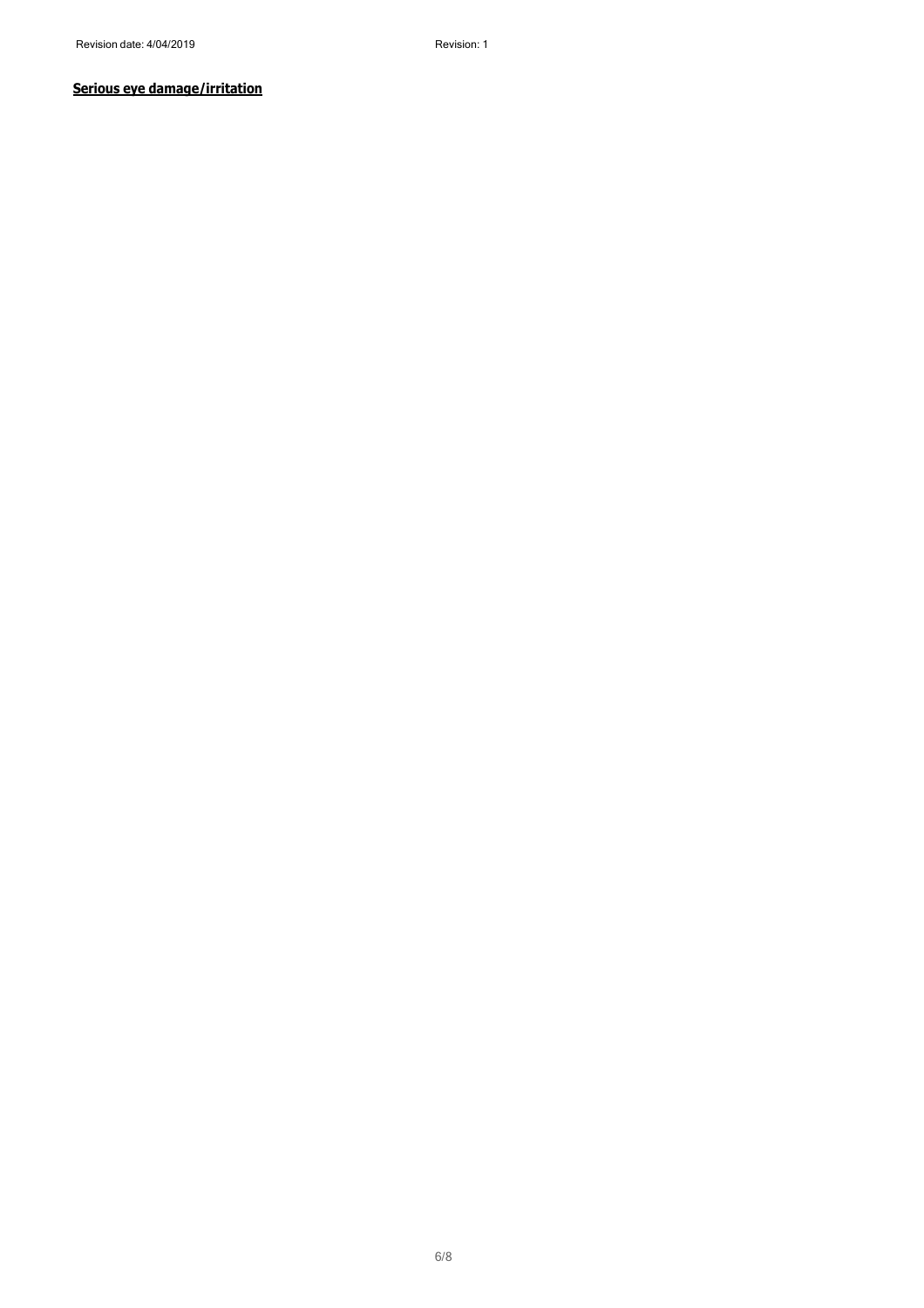**Serious eye damage/irritation**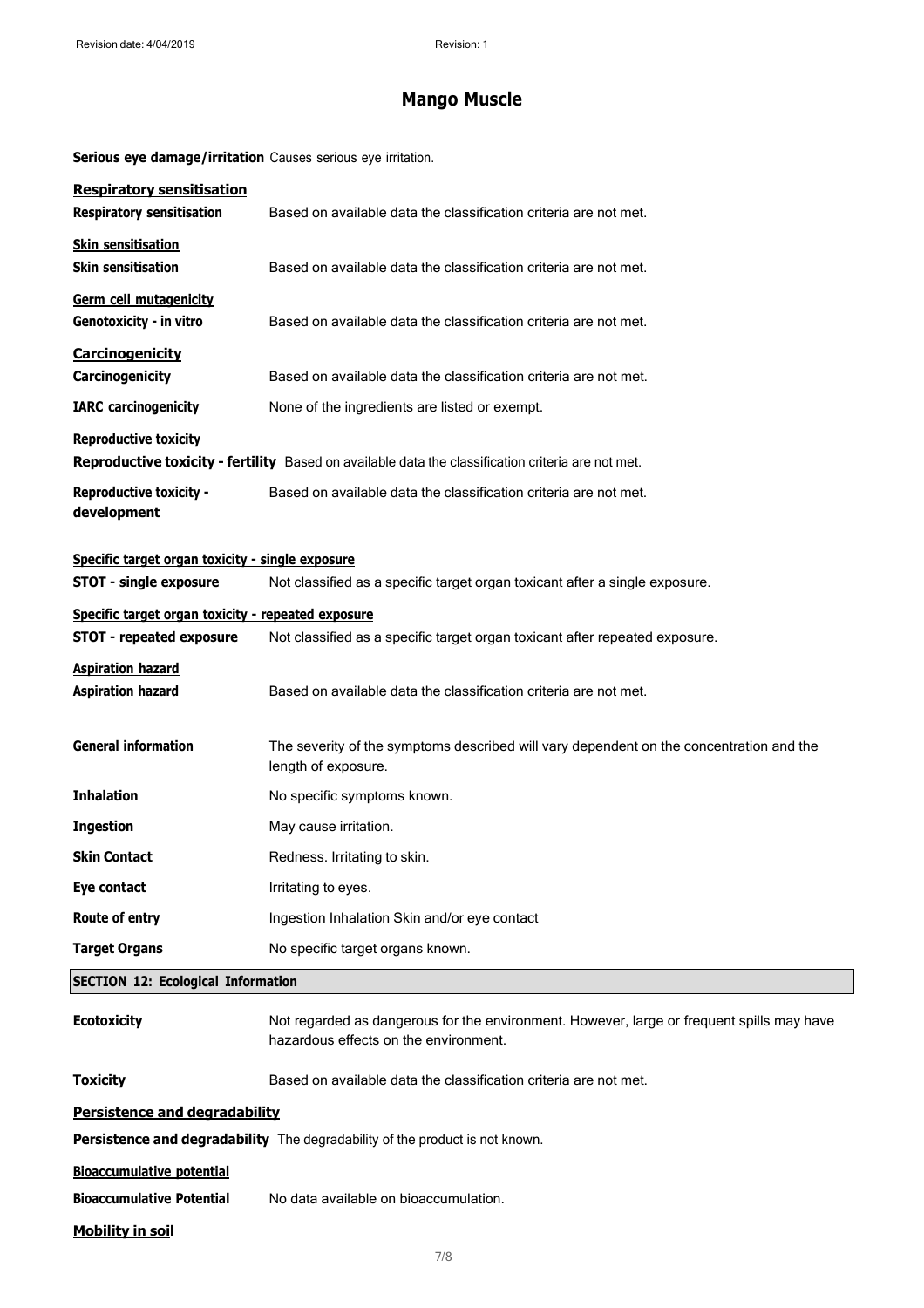**Serious eye damage/irritation** Causes serious eye irritation.

**Respiratory sensitisation**

**Respiratory sensitisation** Based on available data the classification criteria are not met.

**Skin sensitisation**

**Skin sensitisation** Based on available data the classification criteria are not met.

**Germ cell mutagenicity**

**Genotoxicity - in vitro** Based on available data the classification criteria are not met.

**Carcinogenicity**

**Carcinogenicity** Based on available data the classification criteria are not met.

**IARC carcinogenicity** None of the ingredients are listed or exempt.

**Reproductive toxicity**

**Reproductive toxicity - fertility** Based on available data the classification criteria are not met.

**Reproductive toxicity - development** Based on available data the classification criteria are not met.

**Specific target organ toxicity - single exposure**

**STOT - single exposure** Not classified as a specific target organ toxicant after a single exposure.

**Specific target organ toxicity - repeated exposure**

**STOT - repeated exposure** Not classified as a specific target organ toxicant after repeated exposure.

**Aspiration hazard**

**Aspiration hazard** Based on available data the classification criteria are not met.

**General information** The severity of the symptoms described will vary dependent on the concentration and the length of exposure.

**Inhalation** No specific symptoms known.

**Ingestion** May cause irritation.

**Skin Contact** Redness. Irritating to skin.

**Eye contact** Irritating to eyes.

**Route of entry** Ingestion Inhalation Skin and/or eye contact

**Target Organs** No specific target organs known.

## SECTION 12: Ecological Information

**Ecotoxicity** Not regarded as dangerous for the environment. However, large or frequent spills may have hazardous effects on the environment.

**Toxicity** Based on available data the classification criteria are not met.

**Persistence and degradability**

**Persistence and degradability** The degradability of the product is not known.

**Bioaccumulative potential**

**Bioaccumulative Potential** No data available on bioaccumulation.

**Mobility in soil**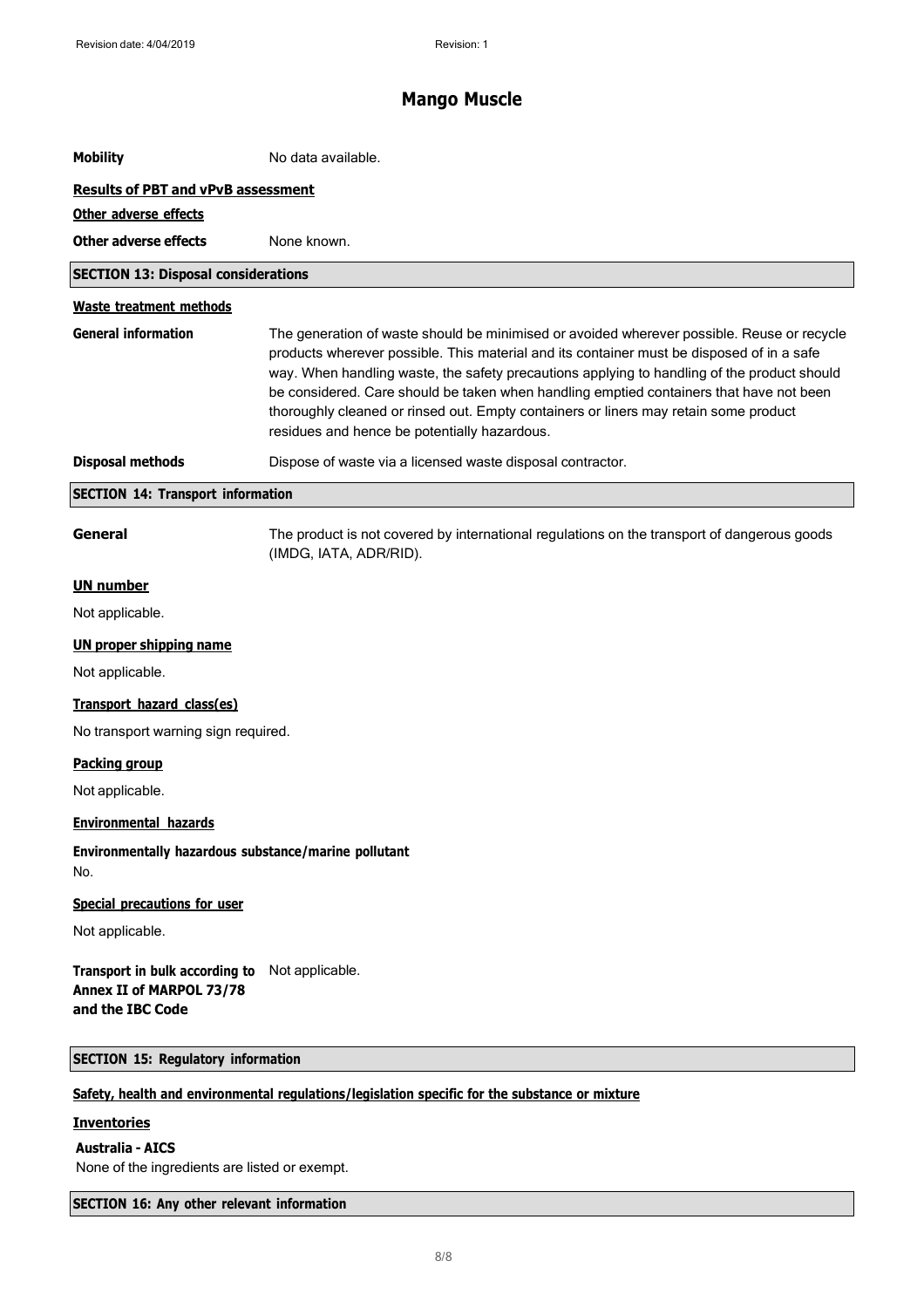| | |
|---|---|
| **Mobility** | No data available. |

**Results of PBT and vPvB assessment**

**Other adverse effects**

| | |
|---|---|
| **Other adverse effects** | None known. |

## SECTION 13: Disposal considerations

**Waste treatment methods**

| | |
|---|---|
| **General information** | The generation of waste should be minimised or avoided wherever possible. Reuse or recycle products wherever possible. This material and its container must be disposed of in a safe way. When handling waste, the safety precautions applying to handling of the product should be considered. Care should be taken when handling emptied containers that have not been thoroughly cleaned or rinsed out. Empty containers or liners may retain some product residues and hence be potentially hazardous. |
| **Disposal methods** | Dispose of waste via a licensed waste disposal contractor. |

## SECTION 14: Transport information

| | |
|---|---|
| **General** | The product is not covered by international regulations on the transport of dangerous goods (IMDG, IATA, ADR/RID). |

**UN number**

Not applicable.

**UN proper shipping name**

Not applicable.

**Transport hazard class(es)**

No transport warning sign required.

**Packing group**

Not applicable.

**Environmental hazards**

**Environmentally hazardous substance/marine pollutant**

No.

**Special precautions for user**

Not applicable.

| | |
|---|---|
| **Transport in bulk according to Annex II of MARPOL 73/78 and the IBC Code** | Not applicable. |

## SECTION 15: Regulatory information

**Safety, health and environmental regulations/legislation specific for the substance or mixture**

**Inventories**

**Australia - AICS**

None of the ingredients are listed or exempt.

## SECTION 16: Any other relevant information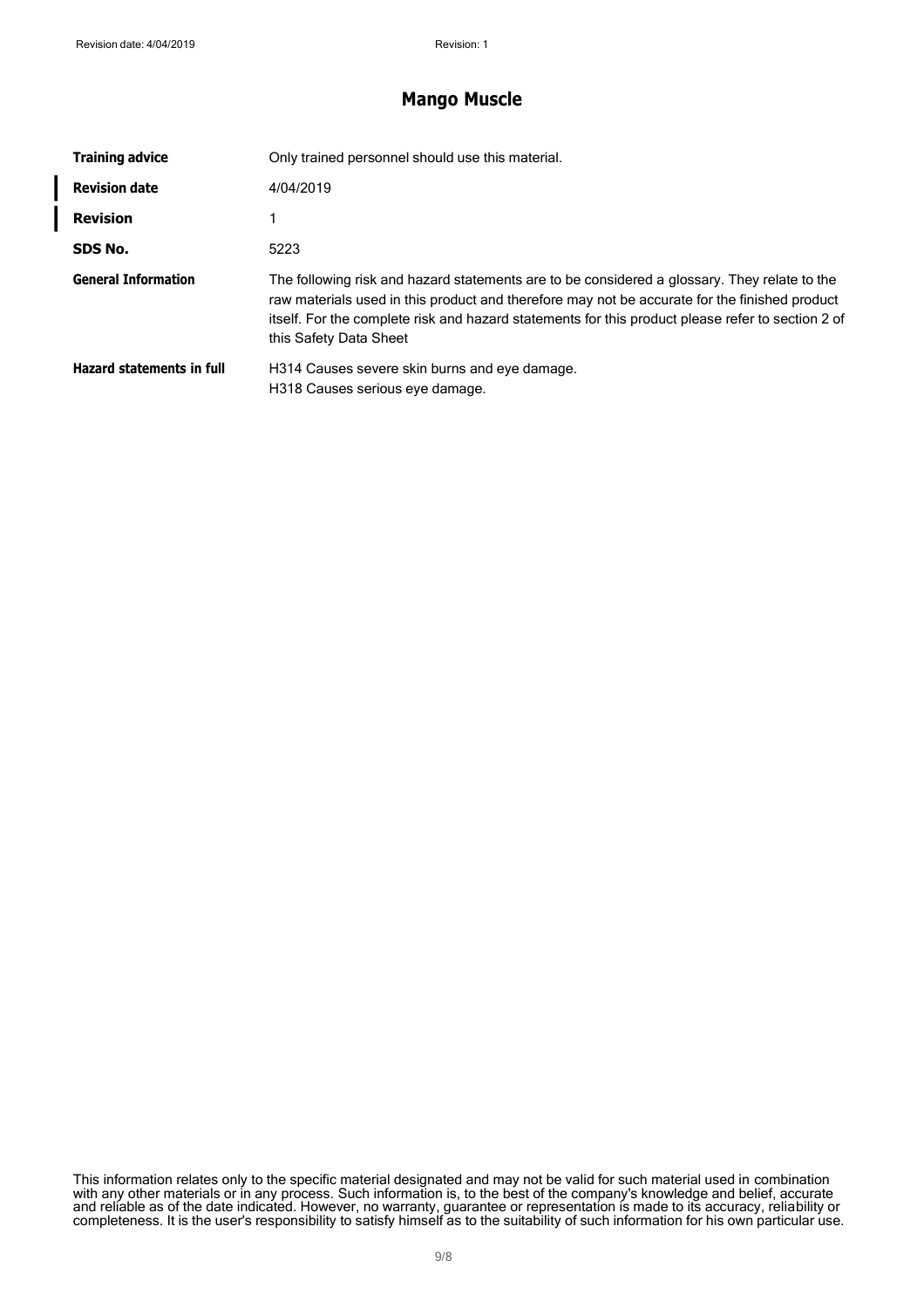# Mango Muscle

| | |
|---|---|
| **Training advice** | Only trained personnel should use this material. |
| **Revision date** | 4/04/2019 |
| **Revision** | 1 |
| **SDS No.** | 5223 |
| **General Information** | The following risk and hazard statements are to be considered a glossary. They relate to the raw materials used in this product and therefore may not be accurate for the finished product itself. For the complete risk and hazard statements for this product please refer to section 2 of this Safety Data Sheet |
| **Hazard statements in full** | H314 Causes severe skin burns and eye damage.<br>H318 Causes serious eye damage. |

This information relates only to the specific material designated and may not be valid for such material used in combination with any other materials or in any process. Such information is, to the best of the company's knowledge and belief, accurate and reliable as of the date indicated. However, no warranty, guarantee or representation is made to its accuracy, reliability or completeness. It is the user's responsibility to satisfy himself as to the suitability of such information for his own particular use.